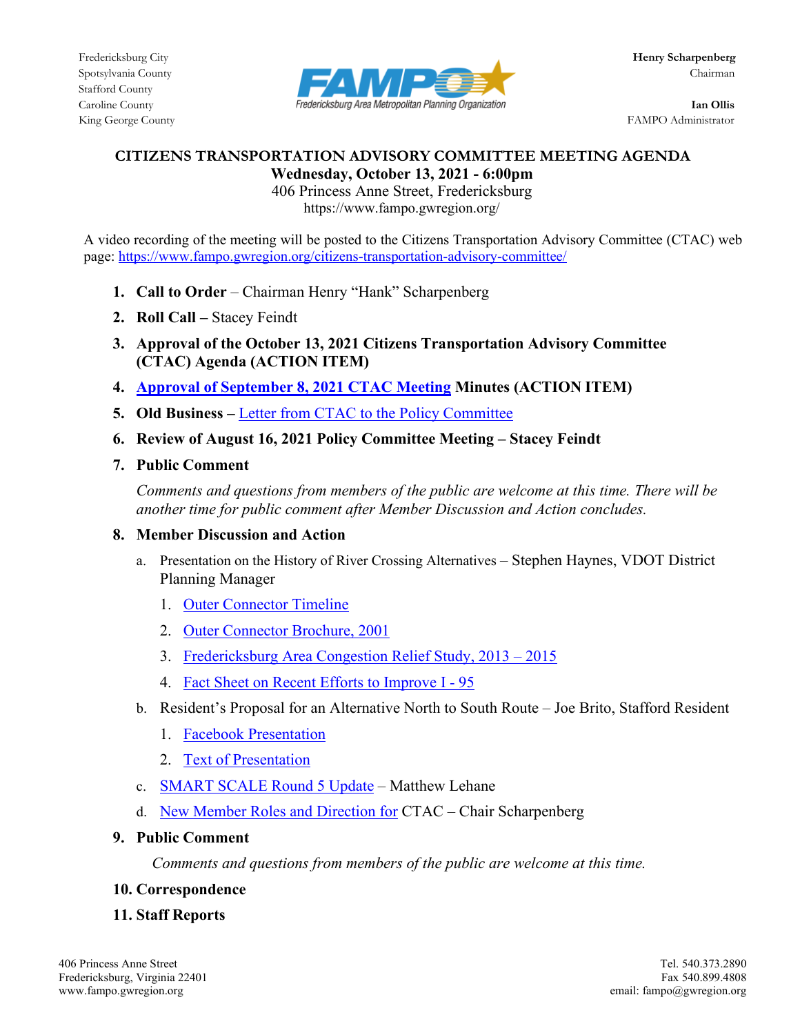Fredericksburg City
Spotsylvania County
Stafford County
Caroline County
King George County

FAMPO — Fredericksburg Area Metropolitan Planning Organization

**Henry Scharpenberg**
Chairman

**Ian Ollis**
FAMPO Administrator

# CITIZENS TRANSPORTATION ADVISORY COMMITTEE MEETING AGENDA

**Wednesday, October 13, 2021 - 6:00pm**
406 Princess Anne Street, Fredericksburg
https://www.fampo.gwregion.org/

A video recording of the meeting will be posted to the Citizens Transportation Advisory Committee (CTAC) web page: https://www.fampo.gwregion.org/citizens-transportation-advisory-committee/

1. **Call to Order** – Chairman Henry "Hank" Scharpenberg
2. **Roll Call –** Stacey Feindt
3. **Approval of the October 13, 2021 Citizens Transportation Advisory Committee (CTAC) Agenda (ACTION ITEM)**
4. **Approval of September 8, 2021 CTAC Meeting Minutes (ACTION ITEM)**
5. **Old Business –** Letter from CTAC to the Policy Committee
6. **Review of August 16, 2021 Policy Committee Meeting – Stacey Feindt**
7. **Public Comment**

   *Comments and questions from members of the public are welcome at this time. There will be another time for public comment after Member Discussion and Action concludes.*

8. **Member Discussion and Action**
   a. Presentation on the History of River Crossing Alternatives – Stephen Haynes, VDOT District Planning Manager
      1. Outer Connector Timeline
      2. Outer Connector Brochure, 2001
      3. Fredericksburg Area Congestion Relief Study, 2013 – 2015
      4. Fact Sheet on Recent Efforts to Improve I - 95
   b. Resident's Proposal for an Alternative North to South Route – Joe Brito, Stafford Resident
      1. Facebook Presentation
      2. Text of Presentation
   c. SMART SCALE Round 5 Update – Matthew Lehane
   d. New Member Roles and Direction for CTAC – Chair Scharpenberg
9. **Public Comment**

   *Comments and questions from members of the public are welcome at this time.*

10. **Correspondence**
11. **Staff Reports**

406 Princess Anne Street
Fredericksburg, Virginia 22401
www.fampo.gwregion.org

Tel. 540.373.2890
Fax 540.899.4808
email: fampo@gwregion.org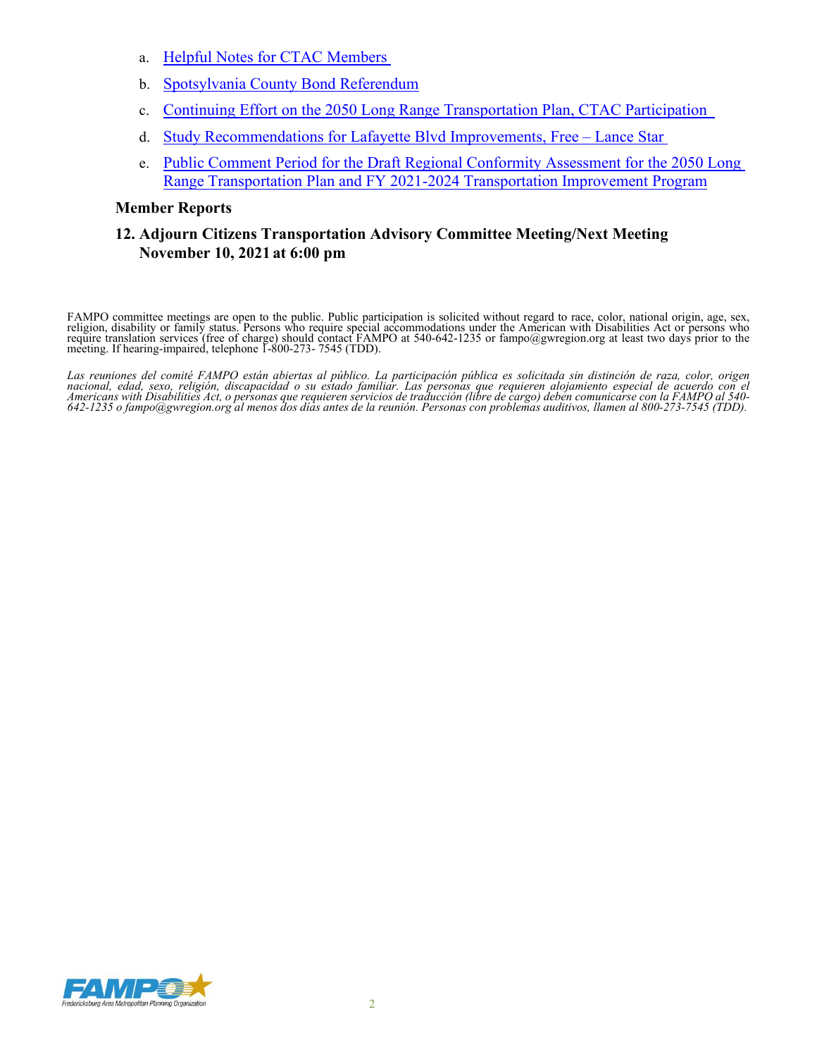a. Helpful Notes for CTAC Members
b. Spotsylvania County Bond Referendum
c. Continuing Effort on the 2050 Long Range Transportation Plan, CTAC Participation
d. Study Recommendations for Lafayette Blvd Improvements, Free – Lance Star
e. Public Comment Period for the Draft Regional Conformity Assessment for the 2050 Long Range Transportation Plan and FY 2021-2024 Transportation Improvement Program

**Member Reports**

**12. Adjourn Citizens Transportation Advisory Committee Meeting/Next Meeting November 10, 2021 at 6:00 pm**

FAMPO committee meetings are open to the public. Public participation is solicited without regard to race, color, national origin, age, sex, religion, disability or family status. Persons who require special accommodations under the American with Disabilities Act or persons who require translation services (free of charge) should contact FAMPO at 540-642-1235 or fampo@gwregion.org at least two days prior to the meeting. If hearing-impaired, telephone 1-800-273- 7545 (TDD).

*Las reuniones del comité FAMPO están abiertas al público. La participación pública es solicitada sin distinción de raza, color, origen nacional, edad, sexo, religión, discapacidad o su estado familiar. Las personas que requieren alojamiento especial de acuerdo con el Americans with Disabilities Act, o personas que requieren servicios de traducción (libre de cargo) deben comunicarse con la FAMPO al 540-642-1235 o fampo@gwregion.org al menos dos días antes de la reunión. Personas con problemas auditivos, llamen al 800-273-7545 (TDD).*